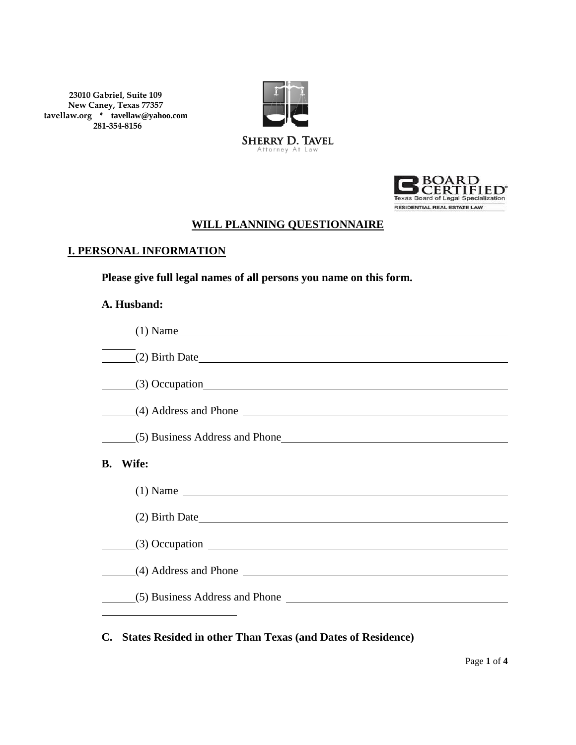23010 Gabriel, Suite 109
New Caney, Texas 77357
tavellaw.org * tavellaw@yahoo.com
281-354-8156

SHERRY D. TAVEL
Attorney At Law

BOARD CERTIFIED
Texas Board of Legal Specialization
RESIDENTIAL REAL ESTATE LAW

# WILL PLANNING QUESTIONNAIRE

## I. PERSONAL INFORMATION

**Please give full legal names of all persons you name on this form.**

**A. Husband:**

(1) Name ____________________________________________

(2) Birth Date ____________________________________________

(3) Occupation ____________________________________________

(4) Address and Phone ____________________________________________

(5) Business Address and Phone ____________________________________________

**B. Wife:**

(1) Name ____________________________________________

(2) Birth Date ____________________________________________

(3) Occupation ____________________________________________

(4) Address and Phone ____________________________________________

(5) Business Address and Phone ____________________________________________

**C. States Resided in other Than Texas (and Dates of Residence)**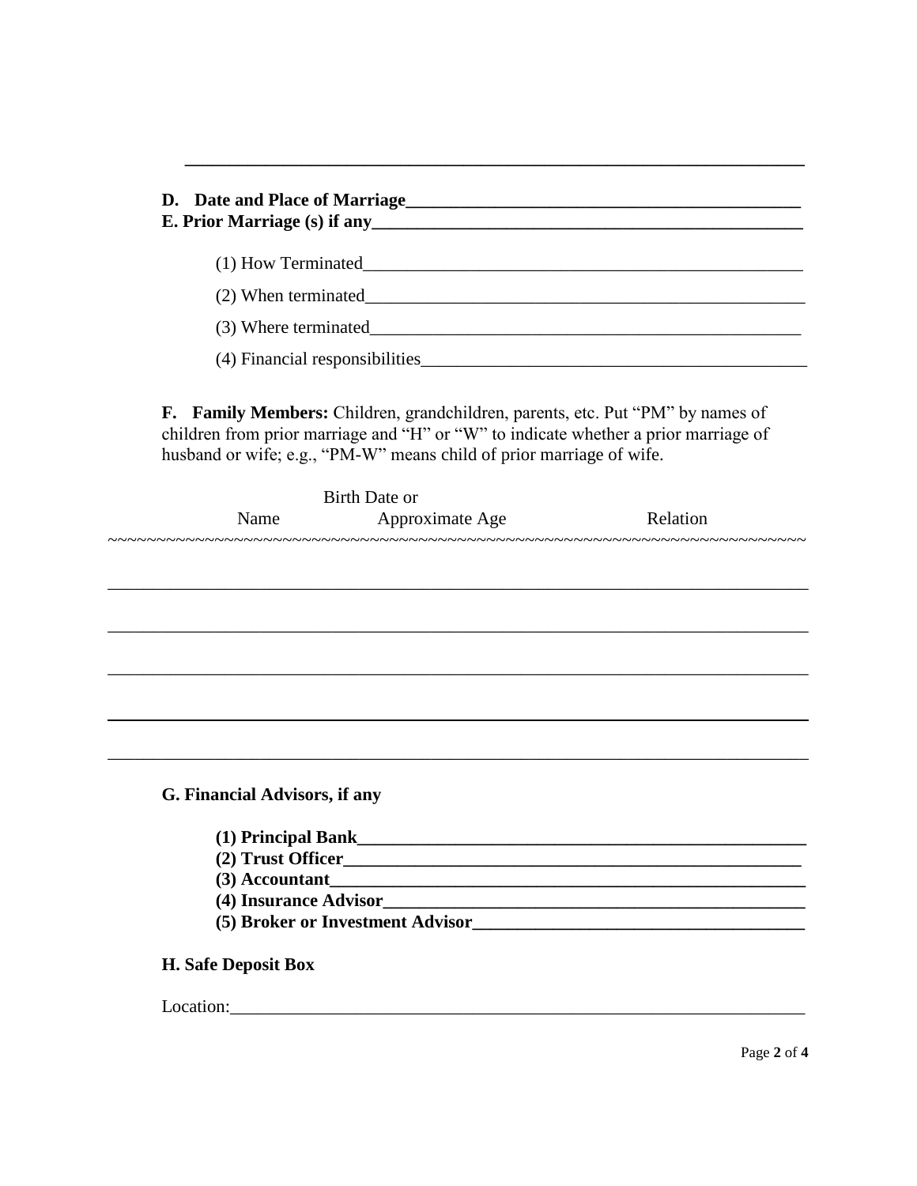___

**D. Date and Place of Marriage**___

**E. Prior Marriage (s) if any**___

(1) How Terminated___

(2) When terminated___

(3) Where terminated___

(4) Financial responsibilities___

**F. Family Members:** Children, grandchildren, parents, etc. Put "PM" by names of children from prior marriage and "H" or "W" to indicate whether a prior marriage of husband or wife; e.g., "PM-W" means child of prior marriage of wife.

| Name | Birth Date or Approximate Age | Relation |
|---|---|---|
| | | |
| | | |
| | | |
| | | |
| | | |

**G. Financial Advisors, if any**

**(1) Principal Bank**___

**(2) Trust Officer**___

**(3) Accountant**___

**(4) Insurance Advisor**___

**(5) Broker or Investment Advisor**___

**H. Safe Deposit Box**

Location:___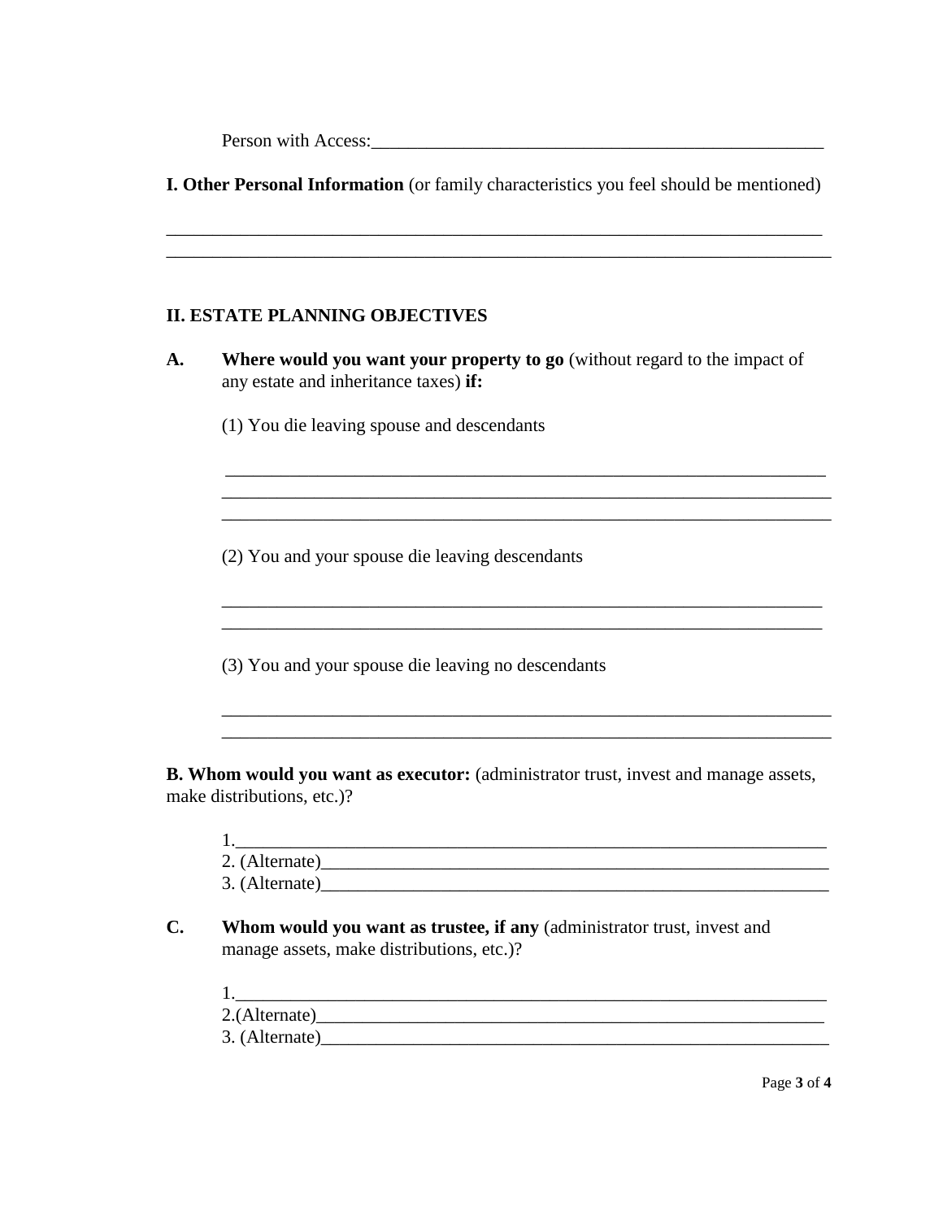Person with Access:\_\_\_\_\_\_\_\_\_\_\_\_\_\_\_\_\_\_\_\_\_\_\_\_\_\_\_\_\_\_\_\_\_\_\_\_\_\_\_\_\_\_\_\_\_\_\_\_\_\_

**I. Other Personal Information** (or family characteristics you feel should be mentioned)

\_\_\_\_\_\_\_\_\_\_\_\_\_\_\_\_\_\_\_\_\_\_\_\_\_\_\_\_\_\_\_\_\_\_\_\_\_\_\_\_\_\_\_\_\_\_\_\_\_\_\_\_\_\_\_\_\_\_\_\_\_\_\_\_\_\_\_\_\_\_
\_\_\_\_\_\_\_\_\_\_\_\_\_\_\_\_\_\_\_\_\_\_\_\_\_\_\_\_\_\_\_\_\_\_\_\_\_\_\_\_\_\_\_\_\_\_\_\_\_\_\_\_\_\_\_\_\_\_\_\_\_\_\_\_\_\_\_\_\_\_

## II. ESTATE PLANNING OBJECTIVES

**A. Where would you want your property to go** (without regard to the impact of any estate and inheritance taxes) **if:**

(1) You die leaving spouse and descendants

\_\_\_\_\_\_\_\_\_\_\_\_\_\_\_\_\_\_\_\_\_\_\_\_\_\_\_\_\_\_\_\_\_\_\_\_\_\_\_\_\_\_\_\_\_\_\_\_\_\_\_\_\_\_\_\_\_\_\_\_\_\_\_\_
\_\_\_\_\_\_\_\_\_\_\_\_\_\_\_\_\_\_\_\_\_\_\_\_\_\_\_\_\_\_\_\_\_\_\_\_\_\_\_\_\_\_\_\_\_\_\_\_\_\_\_\_\_\_\_\_\_\_\_\_\_\_\_\_
\_\_\_\_\_\_\_\_\_\_\_\_\_\_\_\_\_\_\_\_\_\_\_\_\_\_\_\_\_\_\_\_\_\_\_\_\_\_\_\_\_\_\_\_\_\_\_\_\_\_\_\_\_\_\_\_\_\_\_\_\_\_\_\_

(2) You and your spouse die leaving descendants

\_\_\_\_\_\_\_\_\_\_\_\_\_\_\_\_\_\_\_\_\_\_\_\_\_\_\_\_\_\_\_\_\_\_\_\_\_\_\_\_\_\_\_\_\_\_\_\_\_\_\_\_\_\_\_\_\_\_\_\_\_\_\_\_
\_\_\_\_\_\_\_\_\_\_\_\_\_\_\_\_\_\_\_\_\_\_\_\_\_\_\_\_\_\_\_\_\_\_\_\_\_\_\_\_\_\_\_\_\_\_\_\_\_\_\_\_\_\_\_\_\_\_\_\_\_\_\_\_

(3) You and your spouse die leaving no descendants

\_\_\_\_\_\_\_\_\_\_\_\_\_\_\_\_\_\_\_\_\_\_\_\_\_\_\_\_\_\_\_\_\_\_\_\_\_\_\_\_\_\_\_\_\_\_\_\_\_\_\_\_\_\_\_\_\_\_\_\_\_\_\_\_
\_\_\_\_\_\_\_\_\_\_\_\_\_\_\_\_\_\_\_\_\_\_\_\_\_\_\_\_\_\_\_\_\_\_\_\_\_\_\_\_\_\_\_\_\_\_\_\_\_\_\_\_\_\_\_\_\_\_\_\_\_\_\_\_

**B. Whom would you want as executor:** (administrator trust, invest and manage assets, make distributions, etc.)?

1.\_\_\_\_\_\_\_\_\_\_\_\_\_\_\_\_\_\_\_\_\_\_\_\_\_\_\_\_\_\_\_\_\_\_\_\_\_\_\_\_\_\_\_\_\_\_\_\_\_\_\_\_\_\_\_\_\_\_\_\_\_\_
2. (Alternate)\_\_\_\_\_\_\_\_\_\_\_\_\_\_\_\_\_\_\_\_\_\_\_\_\_\_\_\_\_\_\_\_\_\_\_\_\_\_\_\_\_\_\_\_\_\_\_\_\_\_\_\_\_\_
3. (Alternate)\_\_\_\_\_\_\_\_\_\_\_\_\_\_\_\_\_\_\_\_\_\_\_\_\_\_\_\_\_\_\_\_\_\_\_\_\_\_\_\_\_\_\_\_\_\_\_\_\_\_\_\_\_\_

**C. Whom would you want as trustee, if any** (administrator trust, invest and manage assets, make distributions, etc.)?

1.\_\_\_\_\_\_\_\_\_\_\_\_\_\_\_\_\_\_\_\_\_\_\_\_\_\_\_\_\_\_\_\_\_\_\_\_\_\_\_\_\_\_\_\_\_\_\_\_\_\_\_\_\_\_\_\_\_\_\_\_\_\_
2.(Alternate)\_\_\_\_\_\_\_\_\_\_\_\_\_\_\_\_\_\_\_\_\_\_\_\_\_\_\_\_\_\_\_\_\_\_\_\_\_\_\_\_\_\_\_\_\_\_\_\_\_\_\_\_\_\_
3. (Alternate)\_\_\_\_\_\_\_\_\_\_\_\_\_\_\_\_\_\_\_\_\_\_\_\_\_\_\_\_\_\_\_\_\_\_\_\_\_\_\_\_\_\_\_\_\_\_\_\_\_\_\_\_\_\_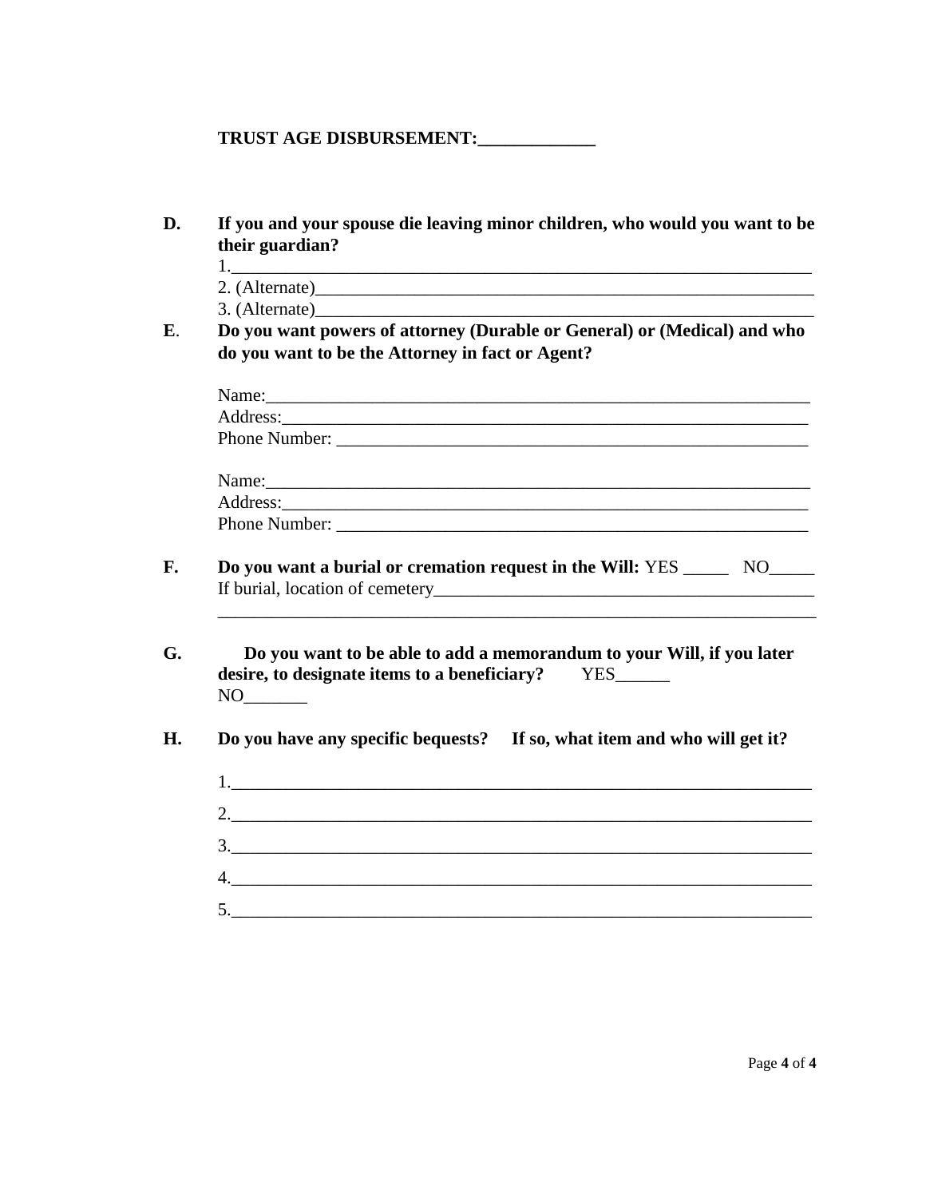**TRUST AGE DISBURSEMENT:_____________**

**D.** **If you and your spouse die leaving minor children, who would you want to be their guardian?**

1.________________________________________________________________

2. (Alternate)______________________________________________________

3. (Alternate)______________________________________________________

**E.** **Do you want powers of attorney (Durable or General) or (Medical) and who do you want to be the Attorney in fact or Agent?**

Name:_____________________________________________________________

Address:___________________________________________________________

Phone Number: _____________________________________________________

Name:_____________________________________________________________

Address:___________________________________________________________

Phone Number: _____________________________________________________

**F.** **Do you want a burial or cremation request in the Will:** YES _____ NO_____

If burial, location of cemetery__________________________________________

____________________________________________________________________

**G.** **Do you want to be able to add a memorandum to your Will, if you later desire, to designate items to a beneficiary?** YES______ NO_______

**H.** **Do you have any specific bequests? If so, what item and who will get it?**

1.________________________________________________________________

2.________________________________________________________________

3.________________________________________________________________

4.________________________________________________________________

5.________________________________________________________________